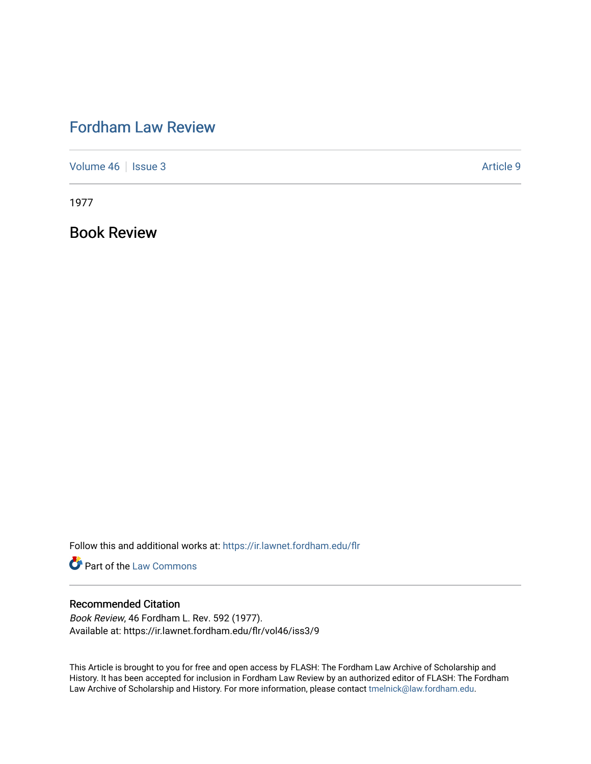# Fordham Law Review

Volume 46 | Issue 3 | Article 9

1977

## Book Review

Follow this and additional works at: https://ir.lawnet.fordham.edu/flr

Part of the Law Commons

### Recommended Citation

*Book Review*, 46 Fordham L. Rev. 592 (1977).
Available at: https://ir.lawnet.fordham.edu/flr/vol46/iss3/9

This Article is brought to you for free and open access by FLASH: The Fordham Law Archive of Scholarship and History. It has been accepted for inclusion in Fordham Law Review by an authorized editor of FLASH: The Fordham Law Archive of Scholarship and History. For more information, please contact tmelnick@law.fordham.edu.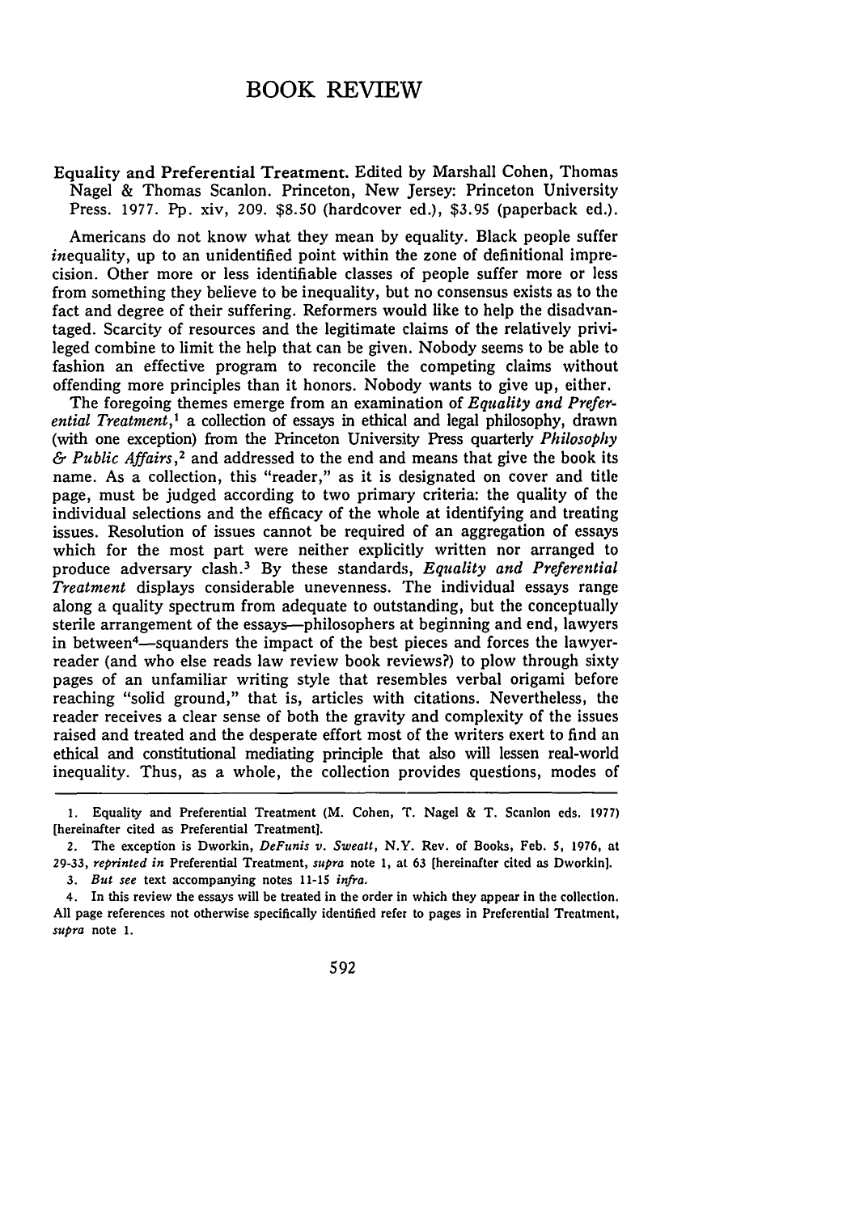# BOOK REVIEW

Equality and Preferential Treatment. Edited by Marshall Cohen, Thomas Nagel & Thomas Scanlon. Princeton, New Jersey: Princeton University Press. 1977. Pp. xiv, 209. $8.50 (hardcover ed.), $3.95 (paperback ed.).

Americans do not know what they mean by equality. Black people suffer *in*equality, up to an unidentified point within the zone of definitional imprecision. Other more or less identifiable classes of people suffer more or less from something they believe to be inequality, but no consensus exists as to the fact and degree of their suffering. Reformers would like to help the disadvantaged. Scarcity of resources and the legitimate claims of the relatively privileged combine to limit the help that can be given. Nobody seems to be able to fashion an effective program to reconcile the competing claims without offending more principles than it honors. Nobody wants to give up, either.

The foregoing themes emerge from an examination of *Equality and Preferential Treatment*,[1] a collection of essays in ethical and legal philosophy, drawn (with one exception) from the Princeton University Press quarterly *Philosophy & Public Affairs*,[2] and addressed to the end and means that give the book its name. As a collection, this "reader," as it is designated on cover and title page, must be judged according to two primary criteria: the quality of the individual selections and the efficacy of the whole at identifying and treating issues. Resolution of issues cannot be required of an aggregation of essays which for the most part were neither explicitly written nor arranged to produce adversary clash.[3] By these standards, *Equality and Preferential Treatment* displays considerable unevenness. The individual essays range along a quality spectrum from adequate to outstanding, but the conceptually sterile arrangement of the essays—philosophers at beginning and end, lawyers in between[4]—squanders the impact of the best pieces and forces the lawyer-reader (and who else reads law review book reviews?) to plow through sixty pages of an unfamiliar writing style that resembles verbal origami before reaching "solid ground," that is, articles with citations. Nevertheless, the reader receives a clear sense of both the gravity and complexity of the issues raised and treated and the desperate effort most of the writers exert to find an ethical and constitutional mediating principle that also will lessen real-world inequality. Thus, as a whole, the collection provides questions, modes of

---

1. Equality and Preferential Treatment (M. Cohen, T. Nagel & T. Scanlon eds. 1977) [hereinafter cited as Preferential Treatment].

2. The exception is Dworkin, *DeFunis v. Sweatt*, N.Y. Rev. of Books, Feb. 5, 1976, at 29-33, *reprinted in* Preferential Treatment, *supra* note 1, at 63 [hereinafter cited as Dworkin].

3. *But see* text accompanying notes 11-15 *infra*.

4. In this review the essays will be treated in the order in which they appear in the collection. All page references not otherwise specifically identified refer to pages in Preferential Treatment, *supra* note 1.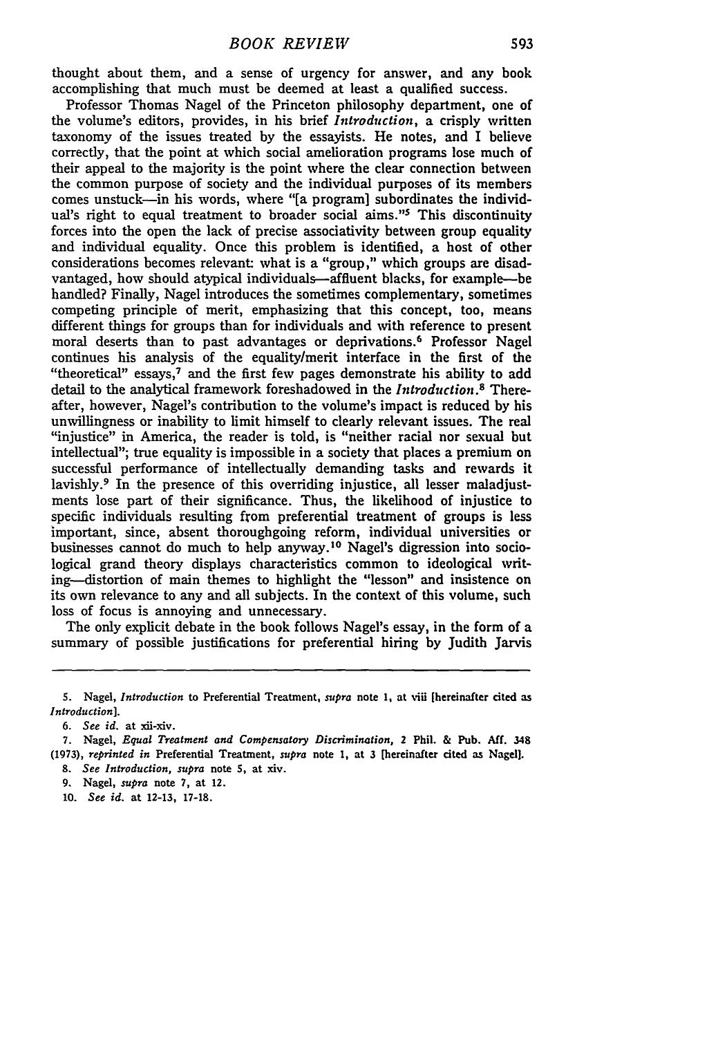thought about them, and a sense of urgency for answer, and any book accomplishing that much must be deemed at least a qualified success.

Professor Thomas Nagel of the Princeton philosophy department, one of the volume's editors, provides, in his brief *Introduction*, a crisply written taxonomy of the issues treated by the essayists. He notes, and I believe correctly, that the point at which social amelioration programs lose much of their appeal to the majority is the point where the clear connection between the common purpose of society and the individual purposes of its members comes unstuck—in his words, where "[a program] subordinates the individual's right to equal treatment to broader social aims."[5] This discontinuity forces into the open the lack of precise associativity between group equality and individual equality. Once this problem is identified, a host of other considerations becomes relevant: what is a "group," which groups are disadvantaged, how should atypical individuals—affluent blacks, for example—be handled? Finally, Nagel introduces the sometimes complementary, sometimes competing principle of merit, emphasizing that this concept, too, means different things for groups than for individuals and with reference to present moral deserts than to past advantages or deprivations.[6] Professor Nagel continues his analysis of the equality/merit interface in the first of the "theoretical" essays,[7] and the first few pages demonstrate his ability to add detail to the analytical framework foreshadowed in the *Introduction*.[8] Thereafter, however, Nagel's contribution to the volume's impact is reduced by his unwillingness or inability to limit himself to clearly relevant issues. The real "injustice" in America, the reader is told, is "neither racial nor sexual but intellectual"; true equality is impossible in a society that places a premium on successful performance of intellectually demanding tasks and rewards it lavishly.[9] In the presence of this overriding injustice, all lesser maladjustments lose part of their significance. Thus, the likelihood of injustice to specific individuals resulting from preferential treatment of groups is less important, since, absent thoroughgoing reform, individual universities or businesses cannot do much to help anyway.[10] Nagel's digression into sociological grand theory displays characteristics common to ideological writing—distortion of main themes to highlight the "lesson" and insistence on its own relevance to any and all subjects. In the context of this volume, such loss of focus is annoying and unnecessary.

The only explicit debate in the book follows Nagel's essay, in the form of a summary of possible justifications for preferential hiring by Judith Jarvis

---

5. Nagel, *Introduction* to Preferential Treatment, *supra* note 1, at viii [hereinafter cited as *Introduction*].

6. *See id.* at xii-xiv.

7. Nagel, *Equal Treatment and Compensatory Discrimination*, 2 Phil. & Pub. Aff. 348 (1973), *reprinted in* Preferential Treatment, *supra* note 1, at 3 [hereinafter cited as Nagel].

8. *See Introduction, supra* note 5, at xiv.

9. Nagel, *supra* note 7, at 12.

10. *See id.* at 12-13, 17-18.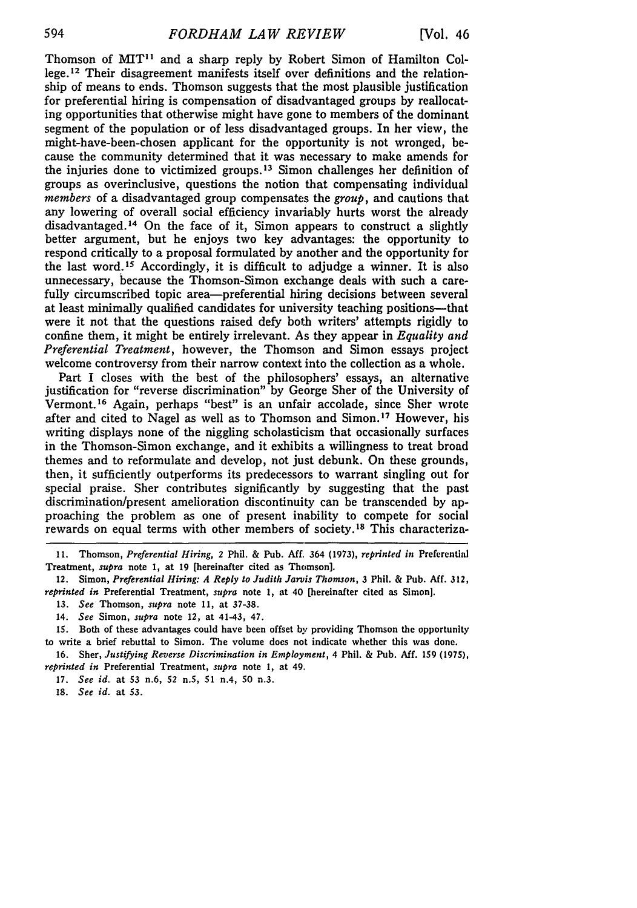Thomson of MIT[11] and a sharp reply by Robert Simon of Hamilton College.[12] Their disagreement manifests itself over definitions and the relationship of means to ends. Thomson suggests that the most plausible justification for preferential hiring is compensation of disadvantaged groups by reallocating opportunities that otherwise might have gone to members of the dominant segment of the population or of less disadvantaged groups. In her view, the might-have-been-chosen applicant for the opportunity is not wronged, because the community determined that it was necessary to make amends for the injuries done to victimized groups.[13] Simon challenges her definition of groups as overinclusive, questions the notion that compensating individual *members* of a disadvantaged group compensates the *group*, and cautions that any lowering of overall social efficiency invariably hurts worst the already disadvantaged.[14] On the face of it, Simon appears to construct a slightly better argument, but he enjoys two key advantages: the opportunity to respond critically to a proposal formulated by another and the opportunity for the last word.[15] Accordingly, it is difficult to adjudge a winner. It is also unnecessary, because the Thomson-Simon exchange deals with such a carefully circumscribed topic area—preferential hiring decisions between several at least minimally qualified candidates for university teaching positions—that were it not that the questions raised defy both writers' attempts rigidly to confine them, it might be entirely irrelevant. As they appear in *Equality and Preferential Treatment*, however, the Thomson and Simon essays project welcome controversy from their narrow context into the collection as a whole.

Part I closes with the best of the philosophers' essays, an alternative justification for "reverse discrimination" by George Sher of the University of Vermont.[16] Again, perhaps "best" is an unfair accolade, since Sher wrote after and cited to Nagel as well as to Thomson and Simon.[17] However, his writing displays none of the niggling scholasticism that occasionally surfaces in the Thomson-Simon exchange, and it exhibits a willingness to treat broad themes and to reformulate and develop, not just debunk. On these grounds, then, it sufficiently outperforms its predecessors to warrant singling out for special praise. Sher contributes significantly by suggesting that the past discrimination/present amelioration discontinuity can be transcended by approaching the problem as one of present inability to compete for social rewards on equal terms with other members of society.[18] This characteriza-

---

11. Thomson, *Preferential Hiring*, 2 Phil. & Pub. Aff. 364 (1973), *reprinted in* Preferential Treatment, *supra* note 1, at 19 [hereinafter cited as Thomson].

12. Simon, *Preferential Hiring: A Reply to Judith Jarvis Thomson*, 3 Phil. & Pub. Aff. 312, *reprinted in* Preferential Treatment, *supra* note 1, at 40 [hereinafter cited as Simon].

13. *See* Thomson, *supra* note 11, at 37-38.

14. *See* Simon, *supra* note 12, at 41-43, 47.

15. Both of these advantages could have been offset by providing Thomson the opportunity to write a brief rebuttal to Simon. The volume does not indicate whether this was done.

16. Sher, *Justifying Reverse Discrimination in Employment*, 4 Phil. & Pub. Aff. 159 (1975), *reprinted in* Preferential Treatment, *supra* note 1, at 49.

17. *See id.* at 53 n.6, 52 n.5, 51 n.4, 50 n.3.

18. *See id.* at 53.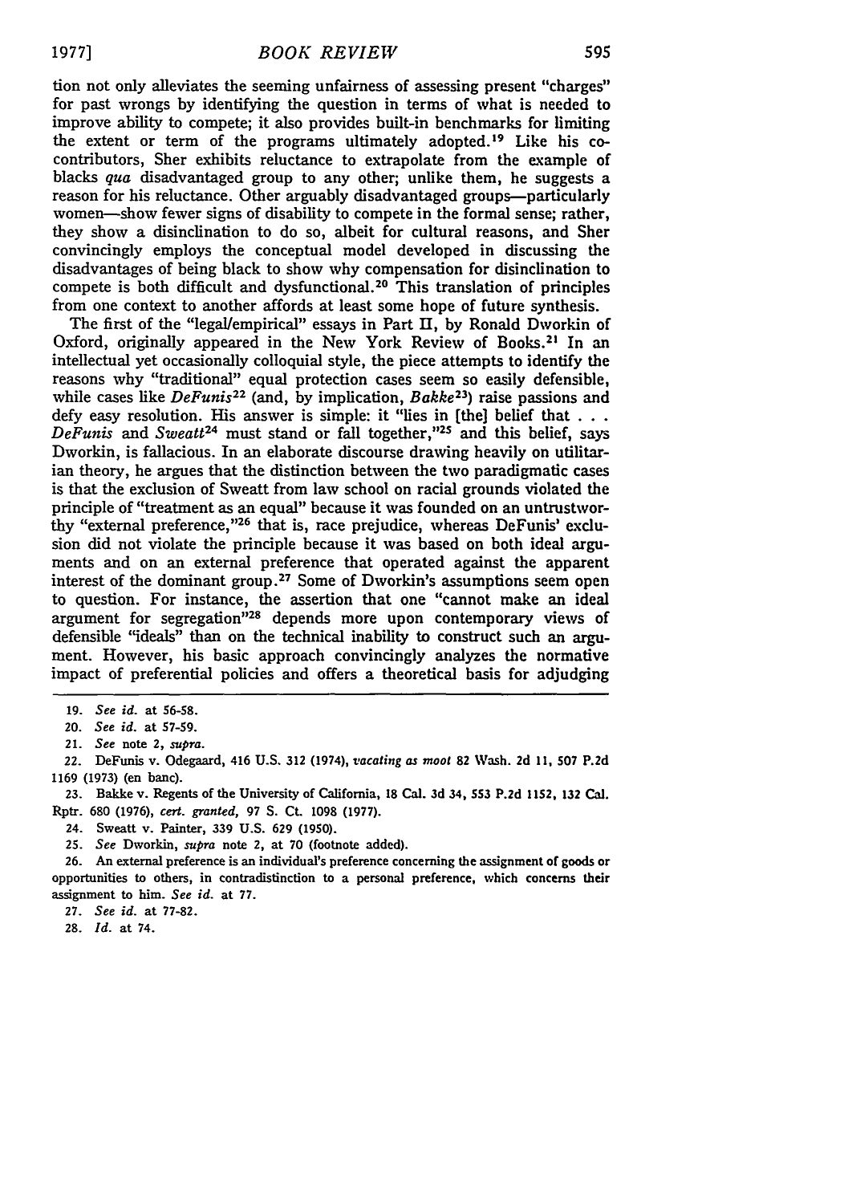tion not only alleviates the seeming unfairness of assessing present "charges" for past wrongs by identifying the question in terms of what is needed to improve ability to compete; it also provides built-in benchmarks for limiting the extent or term of the programs ultimately adopted.[19] Like his co-contributors, Sher exhibits reluctance to extrapolate from the example of blacks *qua* disadvantaged group to any other; unlike them, he suggests a reason for his reluctance. Other arguably disadvantaged groups—particularly women—show fewer signs of disability to compete in the formal sense; rather, they show a disinclination to do so, albeit for cultural reasons, and Sher convincingly employs the conceptual model developed in discussing the disadvantages of being black to show why compensation for disinclination to compete is both difficult and dysfunctional.[20] This translation of principles from one context to another affords at least some hope of future synthesis.

The first of the "legal/empirical" essays in Part II, by Ronald Dworkin of Oxford, originally appeared in the New York Review of Books.[21] In an intellectual yet occasionally colloquial style, the piece attempts to identify the reasons why "traditional" equal protection cases seem so easily defensible, while cases like *DeFunis*[22] (and, by implication, *Bakke*[23]) raise passions and defy easy resolution. His answer is simple: it "lies in [the] belief that . . . *DeFunis* and *Sweatt*[24] must stand or fall together,"[25] and this belief, says Dworkin, is fallacious. In an elaborate discourse drawing heavily on utilitarian theory, he argues that the distinction between the two paradigmatic cases is that the exclusion of Sweatt from law school on racial grounds violated the principle of "treatment as an equal" because it was founded on an untrustworthy "external preference,"[26] that is, race prejudice, whereas DeFunis' exclusion did not violate the principle because it was based on both ideal arguments and on an external preference that operated against the apparent interest of the dominant group.[27] Some of Dworkin's assumptions seem open to question. For instance, the assertion that one "cannot make an ideal argument for segregation"[28] depends more upon contemporary views of defensible "ideals" than on the technical inability to construct such an argument. However, his basic approach convincingly analyzes the normative impact of preferential policies and offers a theoretical basis for adjudging

---

19. *See id.* at 56-58.

20. *See id.* at 57-59.

21. *See* note 2, *supra.*

22. DeFunis v. Odegaard, 416 U.S. 312 (1974), *vacating as moot* 82 Wash. 2d 11, 507 P.2d 1169 (1973) (en banc).

23. Bakke v. Regents of the University of California, 18 Cal. 3d 34, 553 P.2d 1152, 132 Cal. Rptr. 680 (1976), *cert. granted,* 97 S. Ct. 1098 (1977).

24. Sweatt v. Painter, 339 U.S. 629 (1950).

25. *See* Dworkin, *supra* note 2, at 70 (footnote added).

26. An external preference is an individual's preference concerning the assignment of goods or opportunities to others, in contradistinction to a personal preference, which concerns their assignment to him. *See id.* at 77.

27. *See id.* at 77-82.

28. *Id.* at 74.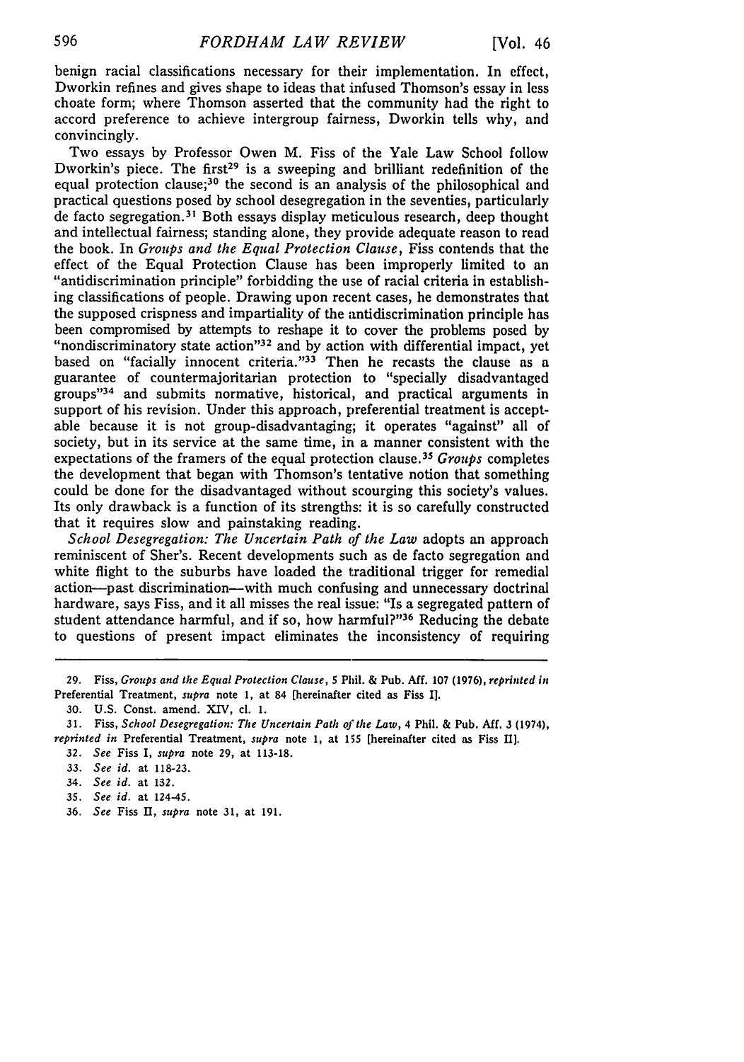benign racial classifications necessary for their implementation. In effect, Dworkin refines and gives shape to ideas that infused Thomson's essay in less choate form; where Thomson asserted that the community had the right to accord preference to achieve intergroup fairness, Dworkin tells why, and convincingly.

Two essays by Professor Owen M. Fiss of the Yale Law School follow Dworkin's piece. The first[29] is a sweeping and brilliant redefinition of the equal protection clause;[30] the second is an analysis of the philosophical and practical questions posed by school desegregation in the seventies, particularly de facto segregation.[31] Both essays display meticulous research, deep thought and intellectual fairness; standing alone, they provide adequate reason to read the book. In *Groups and the Equal Protection Clause*, Fiss contends that the effect of the Equal Protection Clause has been improperly limited to an "antidiscrimination principle" forbidding the use of racial criteria in establishing classifications of people. Drawing upon recent cases, he demonstrates that the supposed crispness and impartiality of the antidiscrimination principle has been compromised by attempts to reshape it to cover the problems posed by "nondiscriminatory state action"[32] and by action with differential impact, yet based on "facially innocent criteria."[33] Then he recasts the clause as a guarantee of countermajoritarian protection to "specially disadvantaged groups"[34] and submits normative, historical, and practical arguments in support of his revision. Under this approach, preferential treatment is acceptable because it is not group-disadvantaging; it operates "against" all of society, but in its service at the same time, in a manner consistent with the expectations of the framers of the equal protection clause.[35] *Groups* completes the development that began with Thomson's tentative notion that something could be done for the disadvantaged without scourging this society's values. Its only drawback is a function of its strengths: it is so carefully constructed that it requires slow and painstaking reading.

*School Desegregation: The Uncertain Path of the Law* adopts an approach reminiscent of Sher's. Recent developments such as de facto segregation and white flight to the suburbs have loaded the traditional trigger for remedial action—past discrimination—with much confusing and unnecessary doctrinal hardware, says Fiss, and it all misses the real issue: "Is a segregated pattern of student attendance harmful, and if so, how harmful?"[36] Reducing the debate to questions of present impact eliminates the inconsistency of requiring

---

29. Fiss, *Groups and the Equal Protection Clause*, 5 Phil. & Pub. Aff. 107 (1976), *reprinted in* Preferential Treatment, *supra* note 1, at 84 [hereinafter cited as Fiss I].

30. U.S. Const. amend. XIV, cl. 1.

31. Fiss, *School Desegregation: The Uncertain Path of the Law*, 4 Phil. & Pub. Aff. 3 (1974), *reprinted in* Preferential Treatment, *supra* note 1, at 155 [hereinafter cited as Fiss II].

32. *See* Fiss I, *supra* note 29, at 113-18.

33. *See id.* at 118-23.

34. *See id.* at 132.

35. *See id.* at 124-45.

36. *See* Fiss II, *supra* note 31, at 191.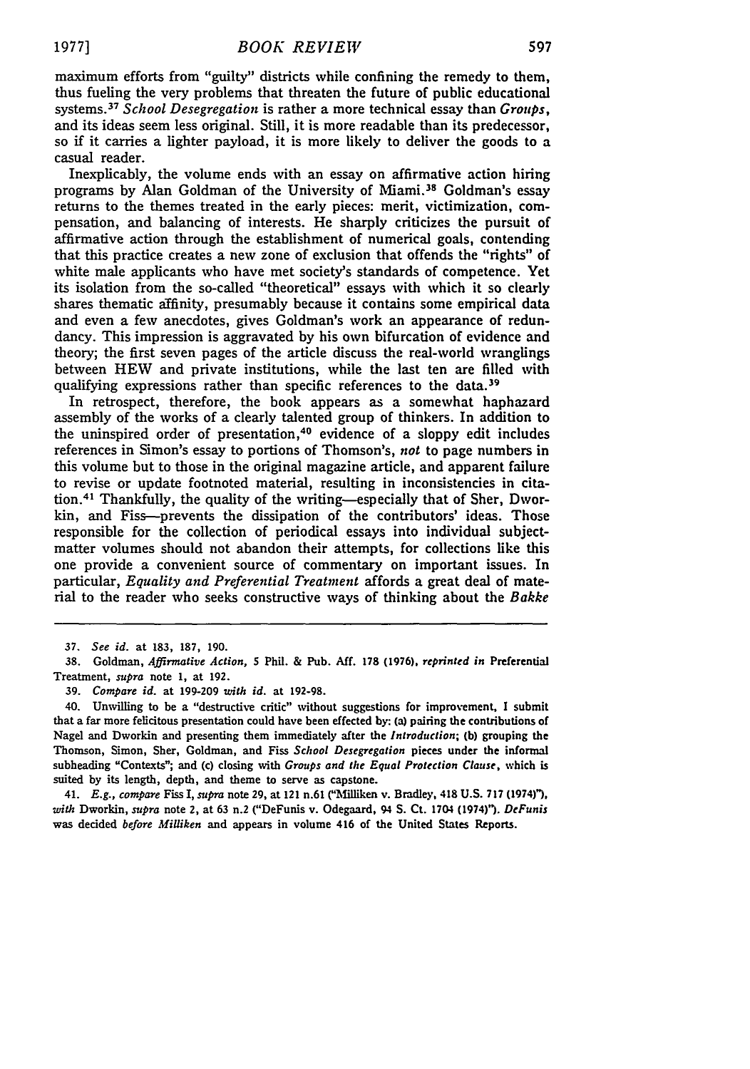maximum efforts from "guilty" districts while confining the remedy to them, thus fueling the very problems that threaten the future of public educational systems.[37] *School Desegregation* is rather a more technical essay than *Groups*, and its ideas seem less original. Still, it is more readable than its predecessor, so if it carries a lighter payload, it is more likely to deliver the goods to a casual reader.

Inexplicably, the volume ends with an essay on affirmative action hiring programs by Alan Goldman of the University of Miami.[38] Goldman's essay returns to the themes treated in the early pieces: merit, victimization, compensation, and balancing of interests. He sharply criticizes the pursuit of affirmative action through the establishment of numerical goals, contending that this practice creates a new zone of exclusion that offends the "rights" of white male applicants who have met society's standards of competence. Yet its isolation from the so-called "theoretical" essays with which it so clearly shares thematic affinity, presumably because it contains some empirical data and even a few anecdotes, gives Goldman's work an appearance of redundancy. This impression is aggravated by his own bifurcation of evidence and theory; the first seven pages of the article discuss the real-world wranglings between HEW and private institutions, while the last ten are filled with qualifying expressions rather than specific references to the data.[39]

In retrospect, therefore, the book appears as a somewhat haphazard assembly of the works of a clearly talented group of thinkers. In addition to the uninspired order of presentation,[40] evidence of a sloppy edit includes references in Simon's essay to portions of Thomson's, *not* to page numbers in this volume but to those in the original magazine article, and apparent failure to revise or update footnoted material, resulting in inconsistencies in citation.[41] Thankfully, the quality of the writing—especially that of Sher, Dworkin, and Fiss—prevents the dissipation of the contributors' ideas. Those responsible for the collection of periodical essays into individual subject-matter volumes should not abandon their attempts, for collections like this one provide a convenient source of commentary on important issues. In particular, *Equality and Preferential Treatment* affords a great deal of material to the reader who seeks constructive ways of thinking about the *Bakke*

---

37. *See id.* at 183, 187, 190.

38. Goldman, *Affirmative Action*, 5 Phil. & Pub. Aff. 178 (1976), *reprinted in* Preferential Treatment, *supra* note 1, at 192.

39. *Compare id.* at 199-209 *with id.* at 192-98.

40. Unwilling to be a "destructive critic" without suggestions for improvement, I submit that a far more felicitous presentation could have been effected by: (a) pairing the contributions of Nagel and Dworkin and presenting them immediately after the *Introduction*; (b) grouping the Thomson, Simon, Sher, Goldman, and Fiss *School Desegregation* pieces under the informal subheading "Contexts"; and (c) closing with *Groups and the Equal Protection Clause*, which is suited by its length, depth, and theme to serve as capstone.

41. *E.g., compare* Fiss I, *supra* note 29, at 121 n.61 ("Milliken v. Bradley, 418 U.S. 717 (1974)"), *with* Dworkin, *supra* note 2, at 63 n.2 ("DeFunis v. Odegaard, 94 S. Ct. 1704 (1974)"). *DeFunis* was decided *before Milliken* and appears in volume 416 of the United States Reports.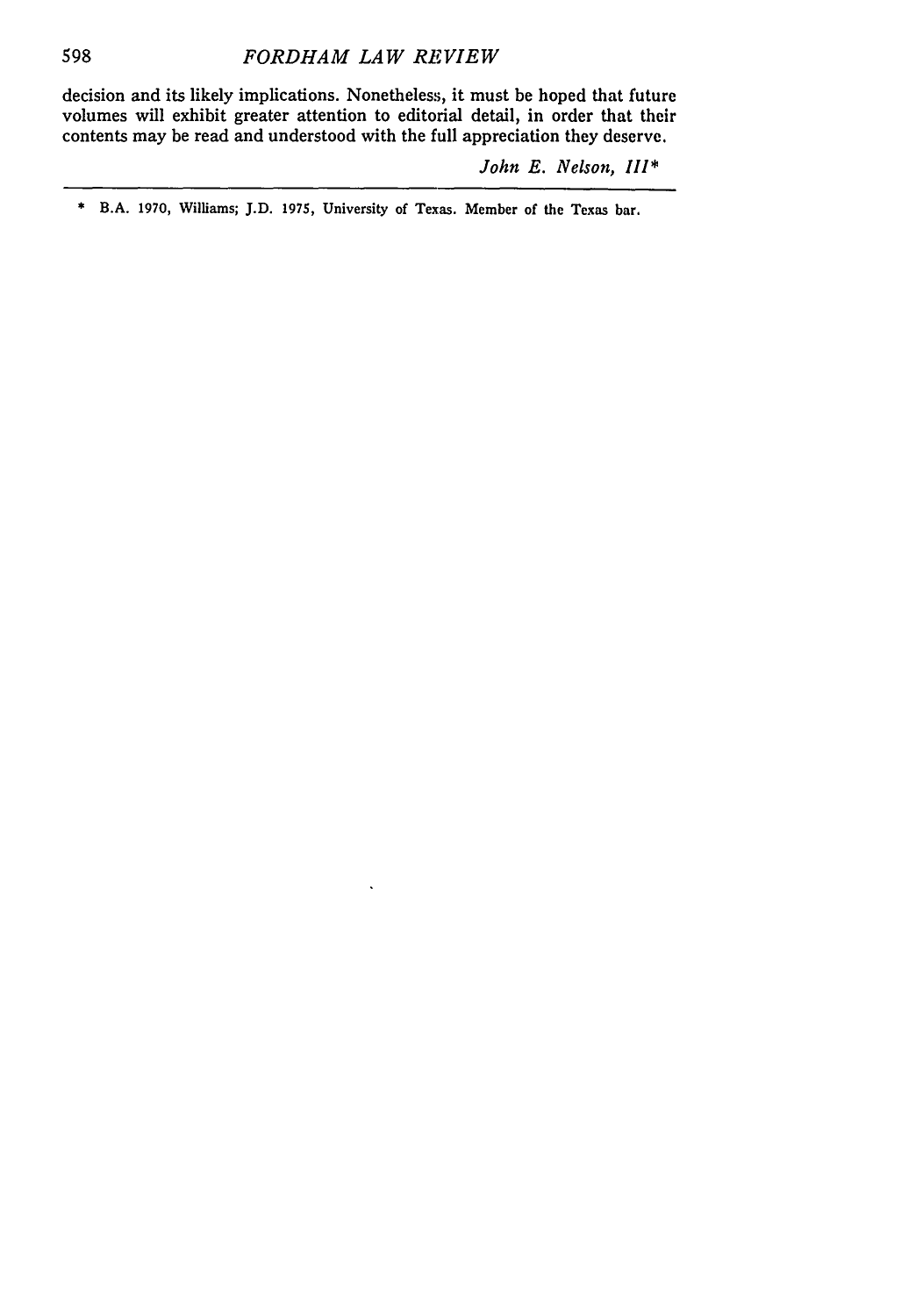decision and its likely implications. Nonetheless, it must be hoped that future volumes will exhibit greater attention to editorial detail, in order that their contents may be read and understood with the full appreciation they deserve.

*John E. Nelson, III\**

---

\* B.A. 1970, Williams; J.D. 1975, University of Texas. Member of the Texas bar.